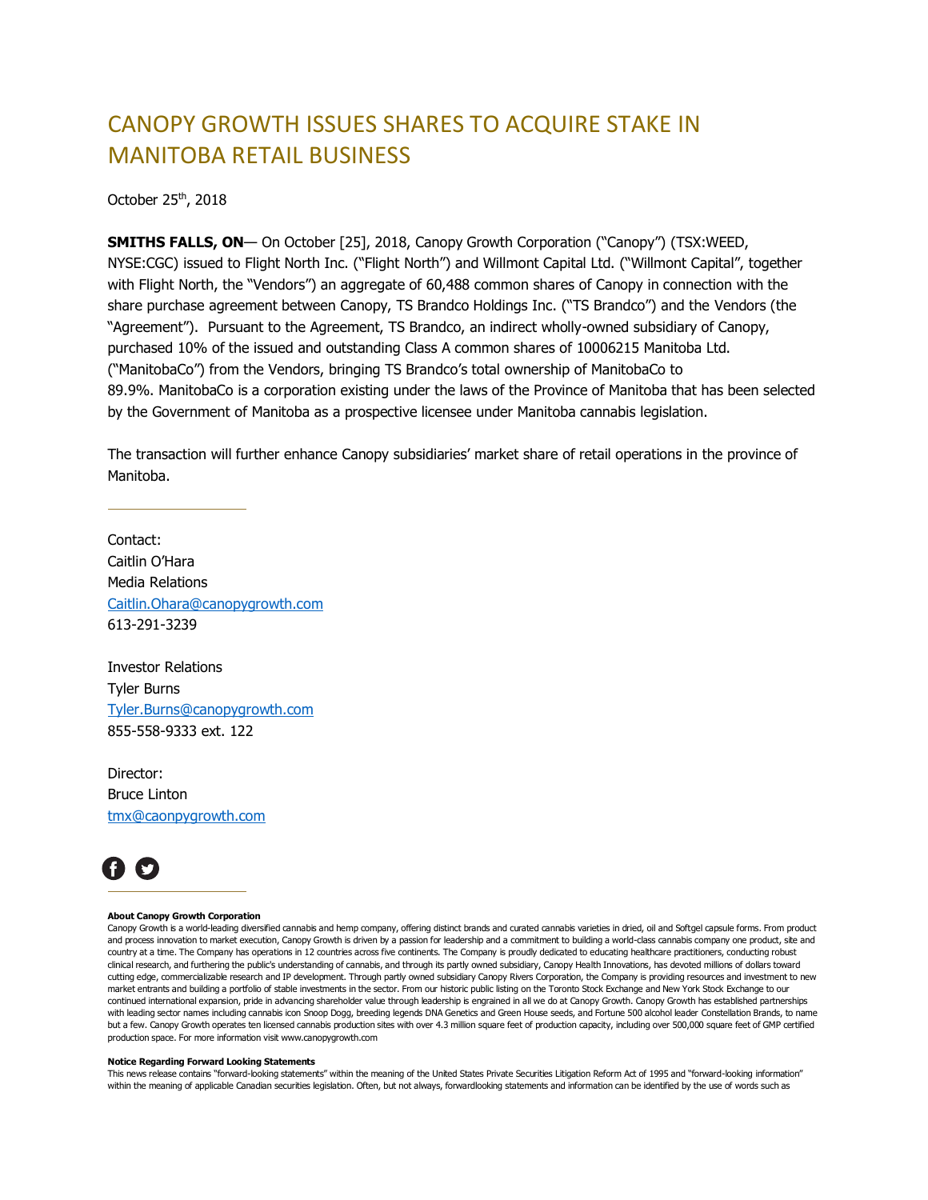# CANOPY GROWTH ISSUES SHARES TO ACQUIRE STAKE IN MANITOBA RETAIL BUSINESS

October 25th, 2018

**SMITHS FALLS, ON**— On October [25], 2018, Canopy Growth Corporation ("Canopy") (TSX:WEED, NYSE:CGC) issued to Flight North Inc. ("Flight North") and Willmont Capital Ltd. ("Willmont Capital", together with Flight North, the "Vendors") an aggregate of 60,488 common shares of Canopy in connection with the share purchase agreement between Canopy, TS Brandco Holdings Inc. ("TS Brandco") and the Vendors (the "Agreement"). Pursuant to the Agreement, TS Brandco, an indirect wholly-owned subsidiary of Canopy, purchased 10% of the issued and outstanding Class A common shares of 10006215 Manitoba Ltd. ("ManitobaCo") from the Vendors, bringing TS Brandco's total ownership of ManitobaCo to 89.9%. ManitobaCo is a corporation existing under the laws of the Province of Manitoba that has been selected by the Government of Manitoba as a prospective licensee under Manitoba cannabis legislation.

The transaction will further enhance Canopy subsidiaries' market share of retail operations in the province of Manitoba.

---

Contact:
Caitlin O'Hara
Media Relations
Caitlin.Ohara@canopygrowth.com
613-291-3239

Investor Relations
Tyler Burns
Tyler.Burns@canopygrowth.com
855-558-9333 ext. 122

Director:
Bruce Linton
tmx@caonpygrowth.com

---

**About Canopy Growth Corporation**
Canopy Growth is a world-leading diversified cannabis and hemp company, offering distinct brands and curated cannabis varieties in dried, oil and Softgel capsule forms. From product and process innovation to market execution, Canopy Growth is driven by a passion for leadership and a commitment to building a world-class cannabis company one product, site and country at a time. The Company has operations in 12 countries across five continents. The Company is proudly dedicated to educating healthcare practitioners, conducting robust clinical research, and furthering the public's understanding of cannabis, and through its partly owned subsidiary, Canopy Health Innovations, has devoted millions of dollars toward cutting edge, commercializable research and IP development. Through partly owned subsidiary Canopy Rivers Corporation, the Company is providing resources and investment to new market entrants and building a portfolio of stable investments in the sector. From our historic public listing on the Toronto Stock Exchange and New York Stock Exchange to our continued international expansion, pride in advancing shareholder value through leadership is engrained in all we do at Canopy Growth. Canopy Growth has established partnerships with leading sector names including cannabis icon Snoop Dogg, breeding legends DNA Genetics and Green House seeds, and Fortune 500 alcohol leader Constellation Brands, to name but a few. Canopy Growth operates ten licensed cannabis production sites with over 4.3 million square feet of production capacity, including over 500,000 square feet of GMP certified production space. For more information visit www.canopygrowth.com

**Notice Regarding Forward Looking Statements**
This news release contains "forward-looking statements" within the meaning of the United States Private Securities Litigation Reform Act of 1995 and "forward-looking information" within the meaning of applicable Canadian securities legislation. Often, but not always, forwardlooking statements and information can be identified by the use of words such as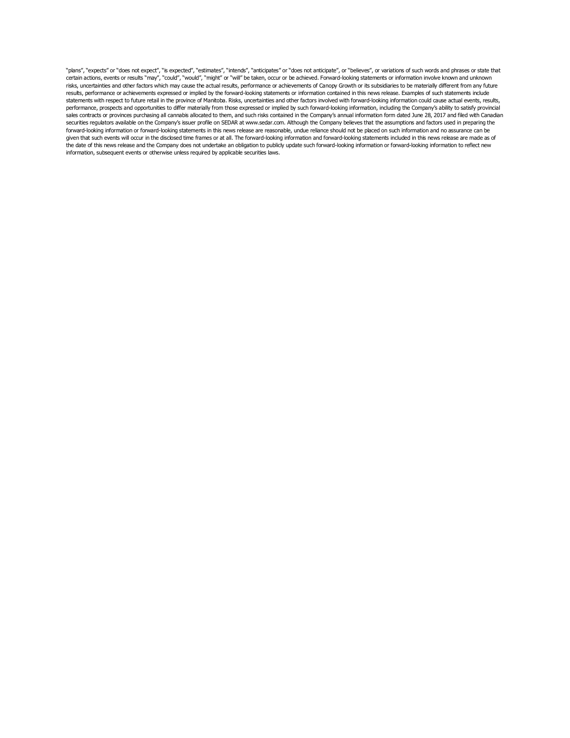"plans", "expects" or "does not expect", "is expected", "estimates", "intends", "anticipates" or "does not anticipate", or "believes", or variations of such words and phrases or state that certain actions, events or results "may", "could", "would", "might" or "will" be taken, occur or be achieved. Forward-looking statements or information involve known and unknown risks, uncertainties and other factors which may cause the actual results, performance or achievements of Canopy Growth or its subsidiaries to be materially different from any future results, performance or achievements expressed or implied by the forward-looking statements or information contained in this news release. Examples of such statements include statements with respect to future retail in the province of Manitoba. Risks, uncertainties and other factors involved with forward-looking information could cause actual events, results, performance, prospects and opportunities to differ materially from those expressed or implied by such forward-looking information, including the Company's ability to satisfy provincial sales contracts or provinces purchasing all cannabis allocated to them, and such risks contained in the Company's annual information form dated June 28, 2017 and filed with Canadian securities regulators available on the Company's issuer profile on SEDAR at www.sedar.com. Although the Company believes that the assumptions and factors used in preparing the forward-looking information or forward-looking statements in this news release are reasonable, undue reliance should not be placed on such information and no assurance can be given that such events will occur in the disclosed time frames or at all. The forward-looking information and forward-looking statements included in this news release are made as of the date of this news release and the Company does not undertake an obligation to publicly update such forward-looking information or forward-looking information to reflect new information, subsequent events or otherwise unless required by applicable securities laws.